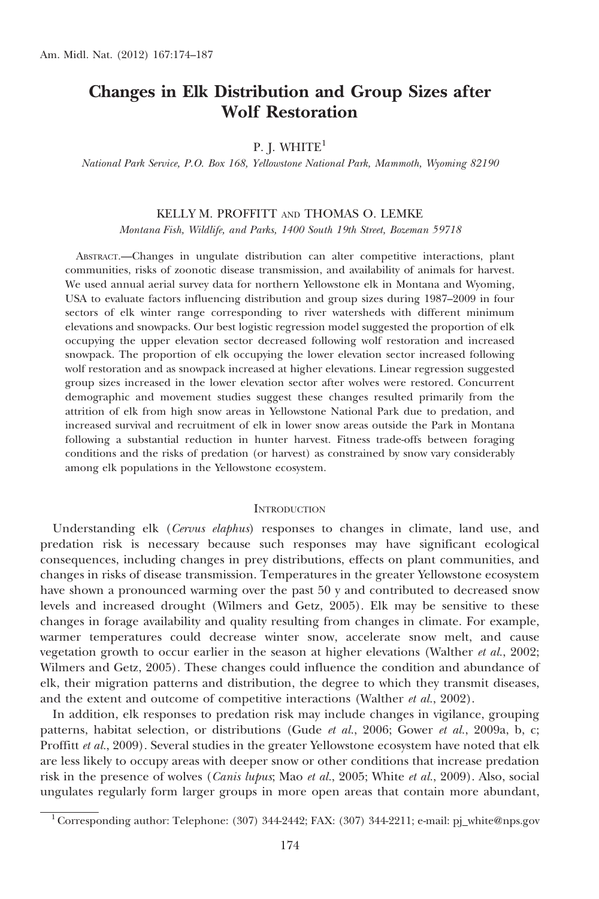# Changes in Elk Distribution and Group Sizes after Wolf Restoration

P. J. WHITE[1]

*National Park Service, P.O. Box 168, Yellowstone National Park, Mammoth, Wyoming 82190*

KELLY M. PROFFITT AND THOMAS O. LEMKE

*Montana Fish, Wildlife, and Parks, 1400 South 19th Street, Bozeman 59718*

Abstract.—Changes in ungulate distribution can alter competitive interactions, plant communities, risks of zoonotic disease transmission, and availability of animals for harvest. We used annual aerial survey data for northern Yellowstone elk in Montana and Wyoming, USA to evaluate factors influencing distribution and group sizes during 1987–2009 in four sectors of elk winter range corresponding to river watersheds with different minimum elevations and snowpacks. Our best logistic regression model suggested the proportion of elk occupying the upper elevation sector decreased following wolf restoration and increased snowpack. The proportion of elk occupying the lower elevation sector increased following wolf restoration and as snowpack increased at higher elevations. Linear regression suggested group sizes increased in the lower elevation sector after wolves were restored. Concurrent demographic and movement studies suggest these changes resulted primarily from the attrition of elk from high snow areas in Yellowstone National Park due to predation, and increased survival and recruitment of elk in lower snow areas outside the Park in Montana following a substantial reduction in hunter harvest. Fitness trade-offs between foraging conditions and the risks of predation (or harvest) as constrained by snow vary considerably among elk populations in the Yellowstone ecosystem.

## Introduction

Understanding elk (*Cervus elaphus*) responses to changes in climate, land use, and predation risk is necessary because such responses may have significant ecological consequences, including changes in prey distributions, effects on plant communities, and changes in risks of disease transmission. Temperatures in the greater Yellowstone ecosystem have shown a pronounced warming over the past 50 y and contributed to decreased snow levels and increased drought (Wilmers and Getz, 2005). Elk may be sensitive to these changes in forage availability and quality resulting from changes in climate. For example, warmer temperatures could decrease winter snow, accelerate snow melt, and cause vegetation growth to occur earlier in the season at higher elevations (Walther *et al.*, 2002; Wilmers and Getz, 2005). These changes could influence the condition and abundance of elk, their migration patterns and distribution, the degree to which they transmit diseases, and the extent and outcome of competitive interactions (Walther *et al.*, 2002).

In addition, elk responses to predation risk may include changes in vigilance, grouping patterns, habitat selection, or distributions (Gude *et al.*, 2006; Gower *et al.*, 2009a, b, c; Proffitt *et al.*, 2009). Several studies in the greater Yellowstone ecosystem have noted that elk are less likely to occupy areas with deeper snow or other conditions that increase predation risk in the presence of wolves (*Canis lupus*; Mao *et al.*, 2005; White *et al.*, 2009). Also, social ungulates regularly form larger groups in more open areas that contain more abundant,

[1] Corresponding author: Telephone: (307) 344-2442; FAX: (307) 344-2211; e-mail: pj_white@nps.gov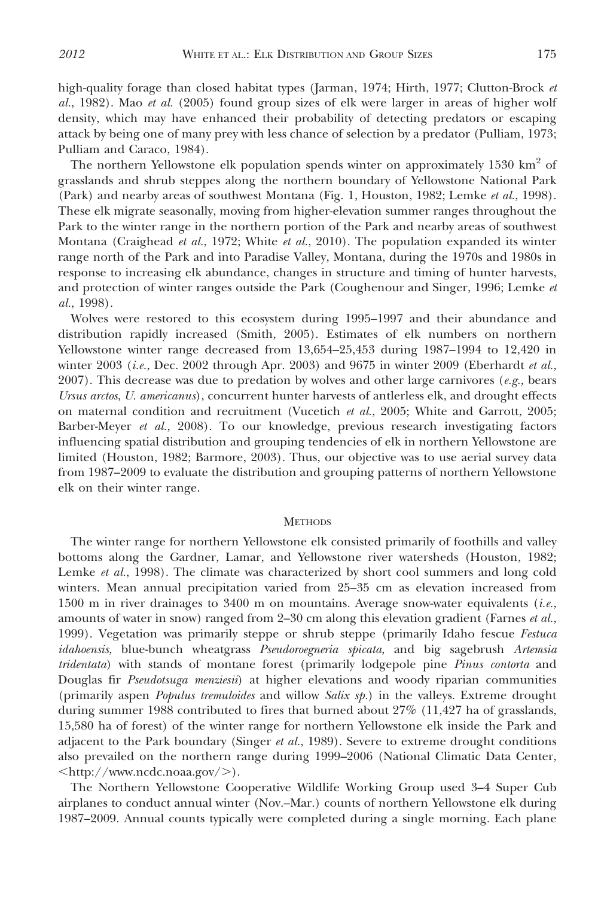high-quality forage than closed habitat types (Jarman, 1974; Hirth, 1977; Clutton-Brock *et al.*, 1982). Mao *et al.* (2005) found group sizes of elk were larger in areas of higher wolf density, which may have enhanced their probability of detecting predators or escaping attack by being one of many prey with less chance of selection by a predator (Pulliam, 1973; Pulliam and Caraco, 1984).

The northern Yellowstone elk population spends winter on approximately 1530 km$^2$ of grasslands and shrub steppes along the northern boundary of Yellowstone National Park (Park) and nearby areas of southwest Montana (Fig. 1, Houston, 1982; Lemke *et al.*, 1998). These elk migrate seasonally, moving from higher-elevation summer ranges throughout the Park to the winter range in the northern portion of the Park and nearby areas of southwest Montana (Craighead *et al.*, 1972; White *et al.*, 2010). The population expanded its winter range north of the Park and into Paradise Valley, Montana, during the 1970s and 1980s in response to increasing elk abundance, changes in structure and timing of hunter harvests, and protection of winter ranges outside the Park (Coughenour and Singer, 1996; Lemke *et al.*, 1998).

Wolves were restored to this ecosystem during 1995–1997 and their abundance and distribution rapidly increased (Smith, 2005). Estimates of elk numbers on northern Yellowstone winter range decreased from 13,654–25,453 during 1987–1994 to 12,420 in winter 2003 (*i.e.*, Dec. 2002 through Apr. 2003) and 9675 in winter 2009 (Eberhardt *et al.*, 2007). This decrease was due to predation by wolves and other large carnivores (*e.g.,* bears *Ursus arctos*, *U. americanus*), concurrent hunter harvests of antlerless elk, and drought effects on maternal condition and recruitment (Vucetich *et al.*, 2005; White and Garrott, 2005; Barber-Meyer *et al.*, 2008). To our knowledge, previous research investigating factors influencing spatial distribution and grouping tendencies of elk in northern Yellowstone are limited (Houston, 1982; Barmore, 2003). Thus, our objective was to use aerial survey data from 1987–2009 to evaluate the distribution and grouping patterns of northern Yellowstone elk on their winter range.

## Methods

The winter range for northern Yellowstone elk consisted primarily of foothills and valley bottoms along the Gardner, Lamar, and Yellowstone river watersheds (Houston, 1982; Lemke *et al.*, 1998). The climate was characterized by short cool summers and long cold winters. Mean annual precipitation varied from 25–35 cm as elevation increased from 1500 m in river drainages to 3400 m on mountains. Average snow-water equivalents (*i.e.*, amounts of water in snow) ranged from 2–30 cm along this elevation gradient (Farnes *et al.*, 1999). Vegetation was primarily steppe or shrub steppe (primarily Idaho fescue *Festuca idahoensis*, blue-bunch wheatgrass *Pseudoroegneria spicata*, and big sagebrush *Artemsia tridentata*) with stands of montane forest (primarily lodgepole pine *Pinus contorta* and Douglas fir *Pseudotsuga menziesii*) at higher elevations and woody riparian communities (primarily aspen *Populus tremuloides* and willow *Salix sp.*) in the valleys. Extreme drought during summer 1988 contributed to fires that burned about 27% (11,427 ha of grasslands, 15,580 ha of forest) of the winter range for northern Yellowstone elk inside the Park and adjacent to the Park boundary (Singer *et al.*, 1989). Severe to extreme drought conditions also prevailed on the northern range during 1999–2006 (National Climatic Data Center, <http://www.ncdc.noaa.gov/>).

The Northern Yellowstone Cooperative Wildlife Working Group used 3–4 Super Cub airplanes to conduct annual winter (Nov.–Mar.) counts of northern Yellowstone elk during 1987–2009. Annual counts typically were completed during a single morning. Each plane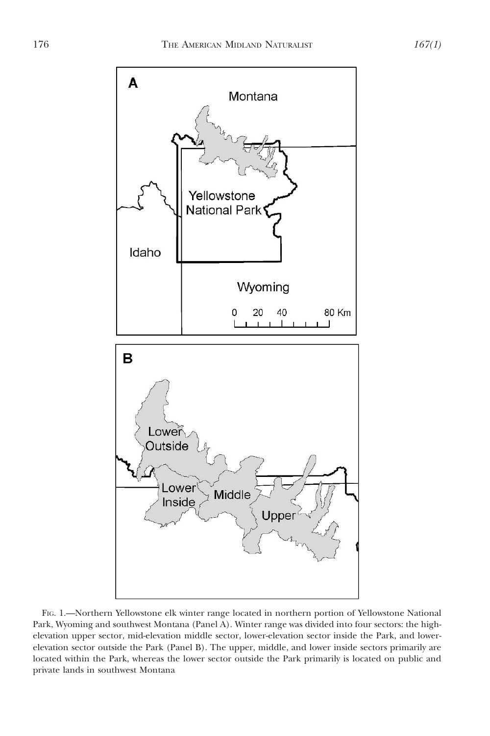FIG. 1.—Northern Yellowstone elk winter range located in northern portion of Yellowstone National Park, Wyoming and southwest Montana (Panel A). Winter range was divided into four sectors: the high-elevation upper sector, mid-elevation middle sector, lower-elevation sector inside the Park, and lower-elevation sector outside the Park (Panel B). The upper, middle, and lower inside sectors primarily are located within the Park, whereas the lower sector outside the Park primarily is located on public and private lands in southwest Montana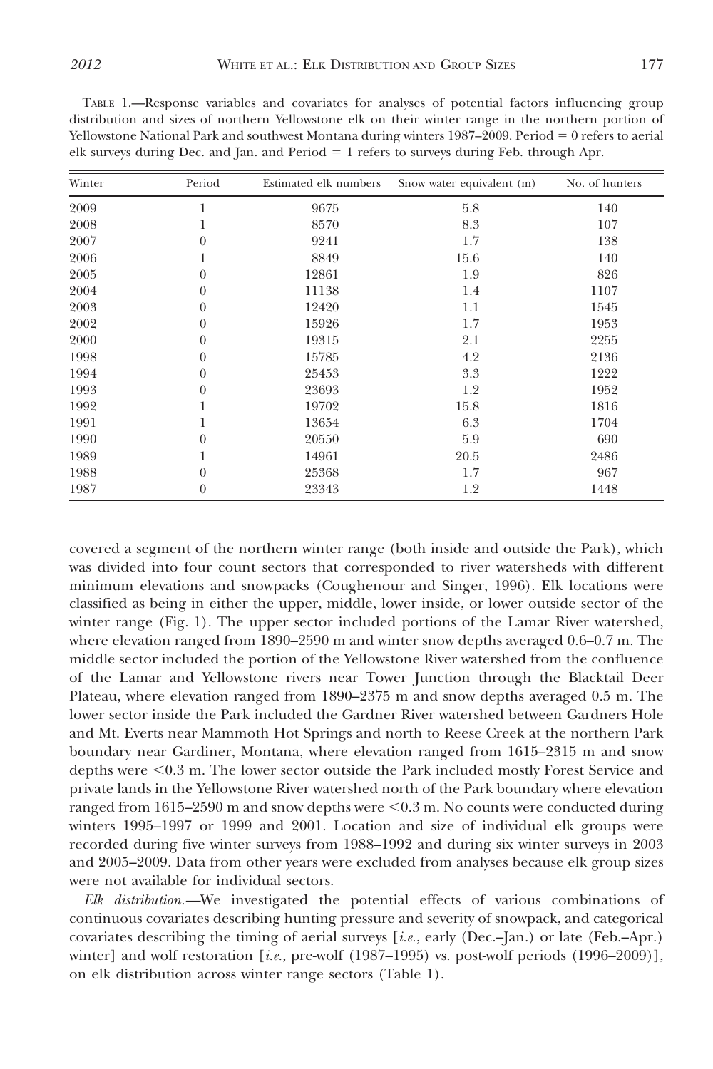TABLE 1.—Response variables and covariates for analyses of potential factors influencing group distribution and sizes of northern Yellowstone elk on their winter range in the northern portion of Yellowstone National Park and southwest Montana during winters 1987–2009. Period = 0 refers to aerial elk surveys during Dec. and Jan. and Period = 1 refers to surveys during Feb. through Apr.

| Winter | Period | Estimated elk numbers | Snow water equivalent (m) | No. of hunters |
|---|---|---|---|---|
| 2009 | 1 | 9675 | 5.8 | 140 |
| 2008 | 1 | 8570 | 8.3 | 107 |
| 2007 | 0 | 9241 | 1.7 | 138 |
| 2006 | 1 | 8849 | 15.6 | 140 |
| 2005 | 0 | 12861 | 1.9 | 826 |
| 2004 | 0 | 11138 | 1.4 | 1107 |
| 2003 | 0 | 12420 | 1.1 | 1545 |
| 2002 | 0 | 15926 | 1.7 | 1953 |
| 2000 | 0 | 19315 | 2.1 | 2255 |
| 1998 | 0 | 15785 | 4.2 | 2136 |
| 1994 | 0 | 25453 | 3.3 | 1222 |
| 1993 | 0 | 23693 | 1.2 | 1952 |
| 1992 | 1 | 19702 | 15.8 | 1816 |
| 1991 | 1 | 13654 | 6.3 | 1704 |
| 1990 | 0 | 20550 | 5.9 | 690 |
| 1989 | 1 | 14961 | 20.5 | 2486 |
| 1988 | 0 | 25368 | 1.7 | 967 |
| 1987 | 0 | 23343 | 1.2 | 1448 |

covered a segment of the northern winter range (both inside and outside the Park), which was divided into four count sectors that corresponded to river watersheds with different minimum elevations and snowpacks (Coughenour and Singer, 1996). Elk locations were classified as being in either the upper, middle, lower inside, or lower outside sector of the winter range (Fig. 1). The upper sector included portions of the Lamar River watershed, where elevation ranged from 1890–2590 m and winter snow depths averaged 0.6–0.7 m. The middle sector included the portion of the Yellowstone River watershed from the confluence of the Lamar and Yellowstone rivers near Tower Junction through the Blacktail Deer Plateau, where elevation ranged from 1890–2375 m and snow depths averaged 0.5 m. The lower sector inside the Park included the Gardner River watershed between Gardners Hole and Mt. Everts near Mammoth Hot Springs and north to Reese Creek at the northern Park boundary near Gardiner, Montana, where elevation ranged from 1615–2315 m and snow depths were <0.3 m. The lower sector outside the Park included mostly Forest Service and private lands in the Yellowstone River watershed north of the Park boundary where elevation ranged from 1615–2590 m and snow depths were <0.3 m. No counts were conducted during winters 1995–1997 or 1999 and 2001. Location and size of individual elk groups were recorded during five winter surveys from 1988–1992 and during six winter surveys in 2003 and 2005–2009. Data from other years were excluded from analyses because elk group sizes were not available for individual sectors.

*Elk distribution.*—We investigated the potential effects of various combinations of continuous covariates describing hunting pressure and severity of snowpack, and categorical covariates describing the timing of aerial surveys [*i.e.*, early (Dec.–Jan.) or late (Feb.–Apr.) winter] and wolf restoration [*i.e.*, pre-wolf (1987–1995) vs. post-wolf periods (1996–2009)], on elk distribution across winter range sectors (Table 1).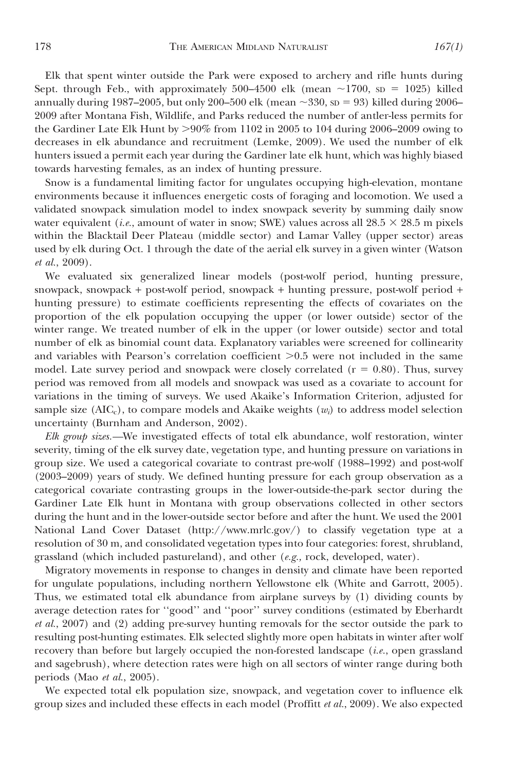Elk that spent winter outside the Park were exposed to archery and rifle hunts during Sept. through Feb., with approximately 500–4500 elk (mean ~1700, SD = 1025) killed annually during 1987–2005, but only 200–500 elk (mean ~330, SD = 93) killed during 2006–2009 after Montana Fish, Wildlife, and Parks reduced the number of antler-less permits for the Gardiner Late Elk Hunt by >90% from 1102 in 2005 to 104 during 2006–2009 owing to decreases in elk abundance and recruitment (Lemke, 2009). We used the number of elk hunters issued a permit each year during the Gardiner late elk hunt, which was highly biased towards harvesting females, as an index of hunting pressure.

Snow is a fundamental limiting factor for ungulates occupying high-elevation, montane environments because it influences energetic costs of foraging and locomotion. We used a validated snowpack simulation model to index snowpack severity by summing daily snow water equivalent (*i.e.*, amount of water in snow; SWE) values across all $28.5 \times 28.5$ m pixels within the Blacktail Deer Plateau (middle sector) and Lamar Valley (upper sector) areas used by elk during Oct. 1 through the date of the aerial elk survey in a given winter (Watson *et al.*, 2009).

We evaluated six generalized linear models (post-wolf period, hunting pressure, snowpack, snowpack + post-wolf period, snowpack + hunting pressure, post-wolf period + hunting pressure) to estimate coefficients representing the effects of covariates on the proportion of the elk population occupying the upper (or lower outside) sector of the winter range. We treated number of elk in the upper (or lower outside) sector and total number of elk as binomial count data. Explanatory variables were screened for collinearity and variables with Pearson's correlation coefficient >0.5 were not included in the same model. Late survey period and snowpack were closely correlated ($r = 0.80$). Thus, survey period was removed from all models and snowpack was used as a covariate to account for variations in the timing of surveys. We used Akaike's Information Criterion, adjusted for sample size ($AIC_c$), to compare models and Akaike weights ($w_i$) to address model selection uncertainty (Burnham and Anderson, 2002).

*Elk group sizes.*—We investigated effects of total elk abundance, wolf restoration, winter severity, timing of the elk survey date, vegetation type, and hunting pressure on variations in group size. We used a categorical covariate to contrast pre-wolf (1988–1992) and post-wolf (2003–2009) years of study. We defined hunting pressure for each group observation as a categorical covariate contrasting groups in the lower-outside-the-park sector during the Gardiner Late Elk hunt in Montana with group observations collected in other sectors during the hunt and in the lower-outside sector before and after the hunt. We used the 2001 National Land Cover Dataset (http://www.mrlc.gov/) to classify vegetation type at a resolution of 30 m, and consolidated vegetation types into four categories: forest, shrubland, grassland (which included pastureland), and other (*e.g.*, rock, developed, water).

Migratory movements in response to changes in density and climate have been reported for ungulate populations, including northern Yellowstone elk (White and Garrott, 2005). Thus, we estimated total elk abundance from airplane surveys by (1) dividing counts by average detection rates for ''good'' and ''poor'' survey conditions (estimated by Eberhardt *et al.*, 2007) and (2) adding pre-survey hunting removals for the sector outside the park to resulting post-hunting estimates. Elk selected slightly more open habitats in winter after wolf recovery than before but largely occupied the non-forested landscape (*i.e.*, open grassland and sagebrush), where detection rates were high on all sectors of winter range during both periods (Mao *et al.*, 2005).

We expected total elk population size, snowpack, and vegetation cover to influence elk group sizes and included these effects in each model (Proffitt *et al.*, 2009). We also expected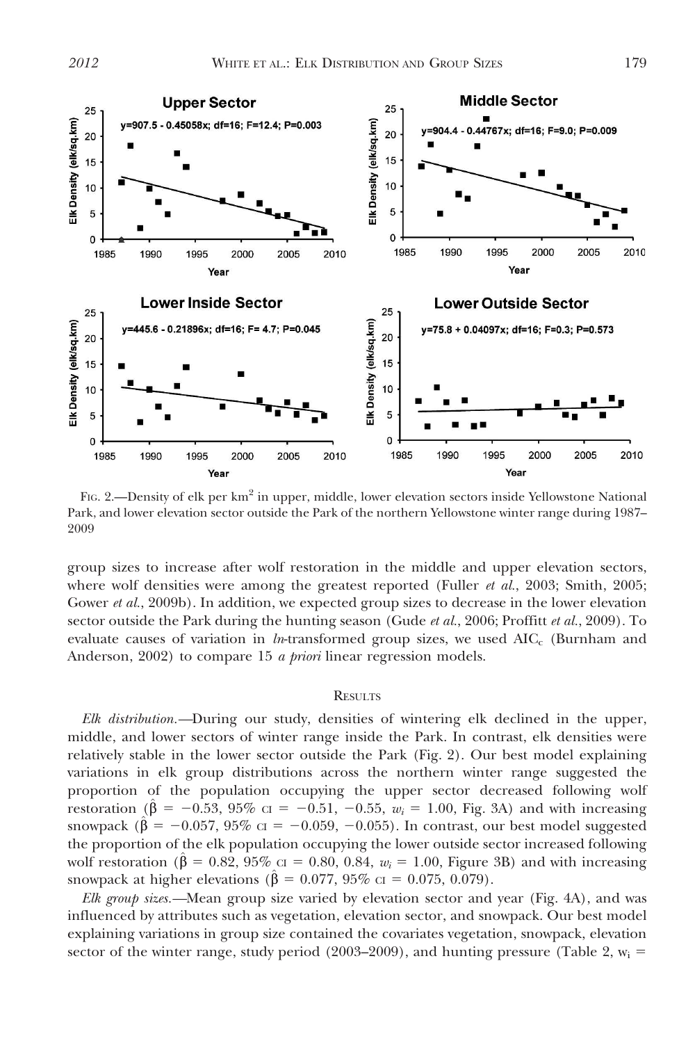Fig. 2.—Density of elk per $km^2$ in upper, middle, lower elevation sectors inside Yellowstone National Park, and lower elevation sector outside the Park of the northern Yellowstone winter range during 1987–2009

group sizes to increase after wolf restoration in the middle and upper elevation sectors, where wolf densities were among the greatest reported (Fuller *et al.*, 2003; Smith, 2005; Gower *et al.*, 2009b). In addition, we expected group sizes to decrease in the lower elevation sector outside the Park during the hunting season (Gude *et al.*, 2006; Proffitt *et al.*, 2009). To evaluate causes of variation in *ln*-transformed group sizes, we used $AIC_c$ (Burnham and Anderson, 2002) to compare 15 *a priori* linear regression models.

## Results

*Elk distribution*.—During our study, densities of wintering elk declined in the upper, middle, and lower sectors of winter range inside the Park. In contrast, elk densities were relatively stable in the lower sector outside the Park (Fig. 2). Our best model explaining variations in elk group distributions across the northern winter range suggested the proportion of the population occupying the upper sector decreased following wolf restoration ($\hat{\beta} = -0.53$, 95% CI = $-0.51$, $-0.55$, $w_i = 1.00$, Fig. 3A) and with increasing snowpack ($\hat{\beta} = -0.057$, 95% CI = $-0.059$, $-0.055$). In contrast, our best model suggested the proportion of the elk population occupying the lower outside sector increased following wolf restoration ($\hat{\beta} = 0.82$, 95% CI = 0.80, 0.84, $w_i = 1.00$, Figure 3B) and with increasing snowpack at higher elevations ($\hat{\beta} = 0.077$, 95% CI = 0.075, 0.079).

*Elk group sizes*.—Mean group size varied by elevation sector and year (Fig. 4A), and was influenced by attributes such as vegetation, elevation sector, and snowpack. Our best model explaining variations in group size contained the covariates vegetation, snowpack, elevation sector of the winter range, study period (2003–2009), and hunting pressure (Table 2, $w_i$ =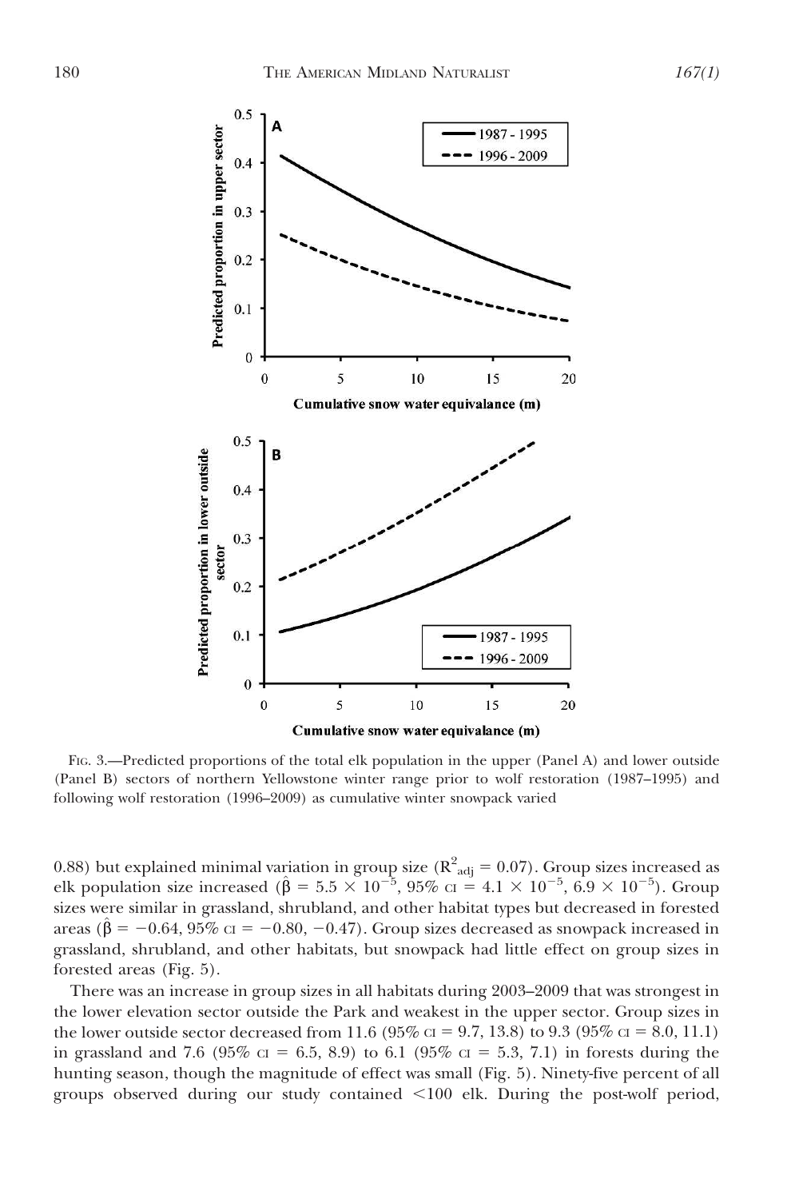FIG. 3.—Predicted proportions of the total elk population in the upper (Panel A) and lower outside (Panel B) sectors of northern Yellowstone winter range prior to wolf restoration (1987–1995) and following wolf restoration (1996–2009) as cumulative winter snowpack varied

0.88) but explained minimal variation in group size ($R^2_{adj} = 0.07$). Group sizes increased as elk population size increased ($\hat{\beta} = 5.5 \times 10^{-5}$, 95% CI = $4.1 \times 10^{-5}$, $6.9 \times 10^{-5}$). Group sizes were similar in grassland, shrubland, and other habitat types but decreased in forested areas ($\hat{\beta} = -0.64$, 95% CI = $-0.80$, $-0.47$). Group sizes decreased as snowpack increased in grassland, shrubland, and other habitats, but snowpack had little effect on group sizes in forested areas (Fig. 5).

There was an increase in group sizes in all habitats during 2003–2009 that was strongest in the lower elevation sector outside the Park and weakest in the upper sector. Group sizes in the lower outside sector decreased from 11.6 (95% CI = 9.7, 13.8) to 9.3 (95% CI = 8.0, 11.1) in grassland and 7.6 (95% CI = 6.5, 8.9) to 6.1 (95% CI = 5.3, 7.1) in forests during the hunting season, though the magnitude of effect was small (Fig. 5). Ninety-five percent of all groups observed during our study contained <100 elk. During the post-wolf period,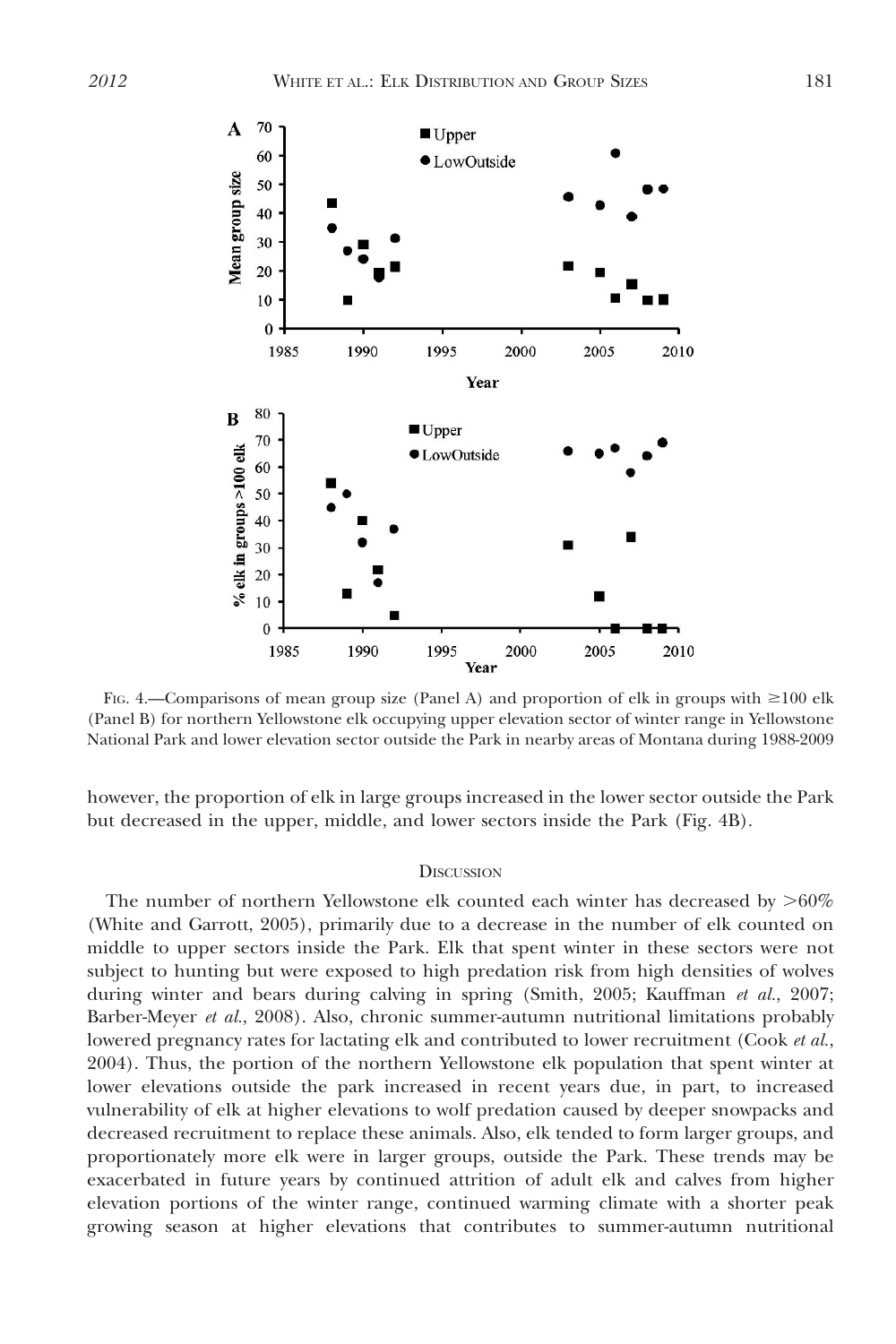FIG. 4.—Comparisons of mean group size (Panel A) and proportion of elk in groups with ≥100 elk (Panel B) for northern Yellowstone elk occupying upper elevation sector of winter range in Yellowstone National Park and lower elevation sector outside the Park in nearby areas of Montana during 1988-2009

however, the proportion of elk in large groups increased in the lower sector outside the Park but decreased in the upper, middle, and lower sectors inside the Park (Fig. 4B).

## DISCUSSION

The number of northern Yellowstone elk counted each winter has decreased by >60% (White and Garrott, 2005), primarily due to a decrease in the number of elk counted on middle to upper sectors inside the Park. Elk that spent winter in these sectors were not subject to hunting but were exposed to high predation risk from high densities of wolves during winter and bears during calving in spring (Smith, 2005; Kauffman *et al.*, 2007; Barber-Meyer *et al.*, 2008). Also, chronic summer-autumn nutritional limitations probably lowered pregnancy rates for lactating elk and contributed to lower recruitment (Cook *et al.*, 2004). Thus, the portion of the northern Yellowstone elk population that spent winter at lower elevations outside the park increased in recent years due, in part, to increased vulnerability of elk at higher elevations to wolf predation caused by deeper snowpacks and decreased recruitment to replace these animals. Also, elk tended to form larger groups, and proportionately more elk were in larger groups, outside the Park. These trends may be exacerbated in future years by continued attrition of adult elk and calves from higher elevation portions of the winter range, continued warming climate with a shorter peak growing season at higher elevations that contributes to summer-autumn nutritional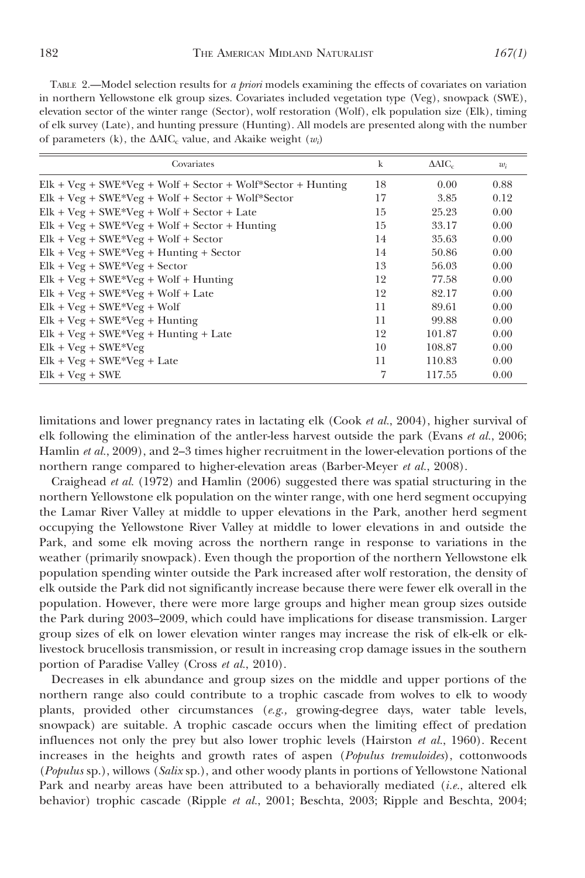TABLE 2.—Model selection results for *a priori* models examining the effects of covariates on variation in northern Yellowstone elk group sizes. Covariates included vegetation type (Veg), snowpack (SWE), elevation sector of the winter range (Sector), wolf restoration (Wolf), elk population size (Elk), timing of elk survey (Late), and hunting pressure (Hunting). All models are presented along with the number of parameters (k), the $\Delta AIC_c$ value, and Akaike weight ($w_i$)

| Covariates | k | $\Delta AIC_c$ | $w_i$ |
|---|---|---|---|
| Elk + Veg + SWE*Veg + Wolf + Sector + Wolf*Sector + Hunting | 18 | 0.00 | 0.88 |
| Elk + Veg + SWE*Veg + Wolf + Sector + Wolf*Sector | 17 | 3.85 | 0.12 |
| Elk + Veg + SWE*Veg + Wolf + Sector + Late | 15 | 25.23 | 0.00 |
| Elk + Veg + SWE*Veg + Wolf + Sector + Hunting | 15 | 33.17 | 0.00 |
| Elk + Veg + SWE*Veg + Wolf + Sector | 14 | 35.63 | 0.00 |
| Elk + Veg + SWE*Veg + Hunting + Sector | 14 | 50.86 | 0.00 |
| Elk + Veg + SWE*Veg + Sector | 13 | 56.03 | 0.00 |
| Elk + Veg + SWE*Veg + Wolf + Hunting | 12 | 77.58 | 0.00 |
| Elk + Veg + SWE*Veg + Wolf + Late | 12 | 82.17 | 0.00 |
| Elk + Veg + SWE*Veg + Wolf | 11 | 89.61 | 0.00 |
| Elk + Veg + SWE*Veg + Hunting | 11 | 99.88 | 0.00 |
| Elk + Veg + SWE*Veg + Hunting + Late | 12 | 101.87 | 0.00 |
| Elk + Veg + SWE*Veg | 10 | 108.87 | 0.00 |
| Elk + Veg + SWE*Veg + Late | 11 | 110.83 | 0.00 |
| Elk + Veg + SWE | 7 | 117.55 | 0.00 |

limitations and lower pregnancy rates in lactating elk (Cook *et al.*, 2004), higher survival of elk following the elimination of the antler-less harvest outside the park (Evans *et al.*, 2006; Hamlin *et al.*, 2009), and 2–3 times higher recruitment in the lower-elevation portions of the northern range compared to higher-elevation areas (Barber-Meyer *et al.*, 2008).

Craighead *et al.* (1972) and Hamlin (2006) suggested there was spatial structuring in the northern Yellowstone elk population on the winter range, with one herd segment occupying the Lamar River Valley at middle to upper elevations in the Park, another herd segment occupying the Yellowstone River Valley at middle to lower elevations in and outside the Park, and some elk moving across the northern range in response to variations in the weather (primarily snowpack). Even though the proportion of the northern Yellowstone elk population spending winter outside the Park increased after wolf restoration, the density of elk outside the Park did not significantly increase because there were fewer elk overall in the population. However, there were more large groups and higher mean group sizes outside the Park during 2003–2009, which could have implications for disease transmission. Larger group sizes of elk on lower elevation winter ranges may increase the risk of elk-elk or elk-livestock brucellosis transmission, or result in increasing crop damage issues in the southern portion of Paradise Valley (Cross *et al.*, 2010).

Decreases in elk abundance and group sizes on the middle and upper portions of the northern range also could contribute to a trophic cascade from wolves to elk to woody plants, provided other circumstances (*e.g.*, growing-degree days, water table levels, snowpack) are suitable. A trophic cascade occurs when the limiting effect of predation influences not only the prey but also lower trophic levels (Hairston *et al.*, 1960). Recent increases in the heights and growth rates of aspen (*Populus tremuloides*), cottonwoods (*Populus* sp.), willows (*Salix* sp.), and other woody plants in portions of Yellowstone National Park and nearby areas have been attributed to a behaviorally mediated (*i.e.*, altered elk behavior) trophic cascade (Ripple *et al.*, 2001; Beschta, 2003; Ripple and Beschta, 2004;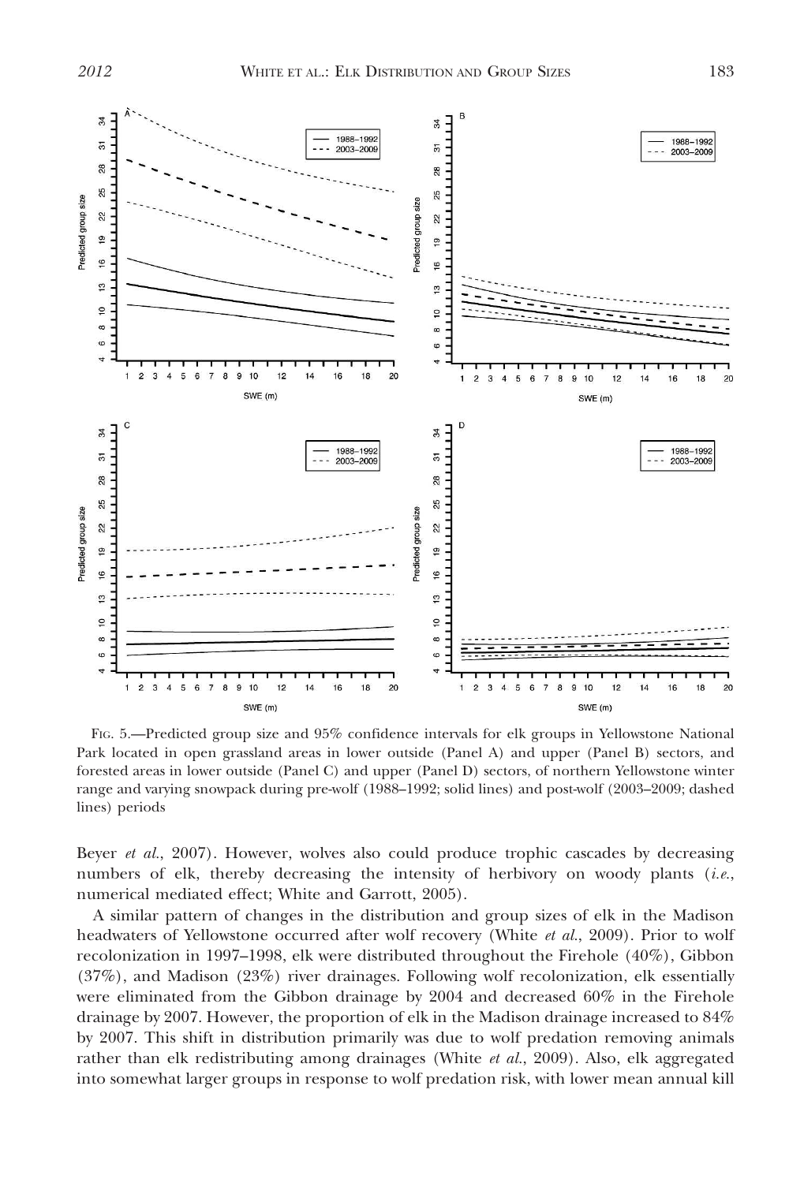FIG. 5.—Predicted group size and 95% confidence intervals for elk groups in Yellowstone National Park located in open grassland areas in lower outside (Panel A) and upper (Panel B) sectors, and forested areas in lower outside (Panel C) and upper (Panel D) sectors, of northern Yellowstone winter range and varying snowpack during pre-wolf (1988–1992; solid lines) and post-wolf (2003–2009; dashed lines) periods

Beyer *et al.*, 2007). However, wolves also could produce trophic cascades by decreasing numbers of elk, thereby decreasing the intensity of herbivory on woody plants (*i.e.*, numerical mediated effect; White and Garrott, 2005).

A similar pattern of changes in the distribution and group sizes of elk in the Madison headwaters of Yellowstone occurred after wolf recovery (White *et al.*, 2009). Prior to wolf recolonization in 1997–1998, elk were distributed throughout the Firehole (40%), Gibbon (37%), and Madison (23%) river drainages. Following wolf recolonization, elk essentially were eliminated from the Gibbon drainage by 2004 and decreased 60% in the Firehole drainage by 2007. However, the proportion of elk in the Madison drainage increased to 84% by 2007. This shift in distribution primarily was due to wolf predation removing animals rather than elk redistributing among drainages (White *et al.*, 2009). Also, elk aggregated into somewhat larger groups in response to wolf predation risk, with lower mean annual kill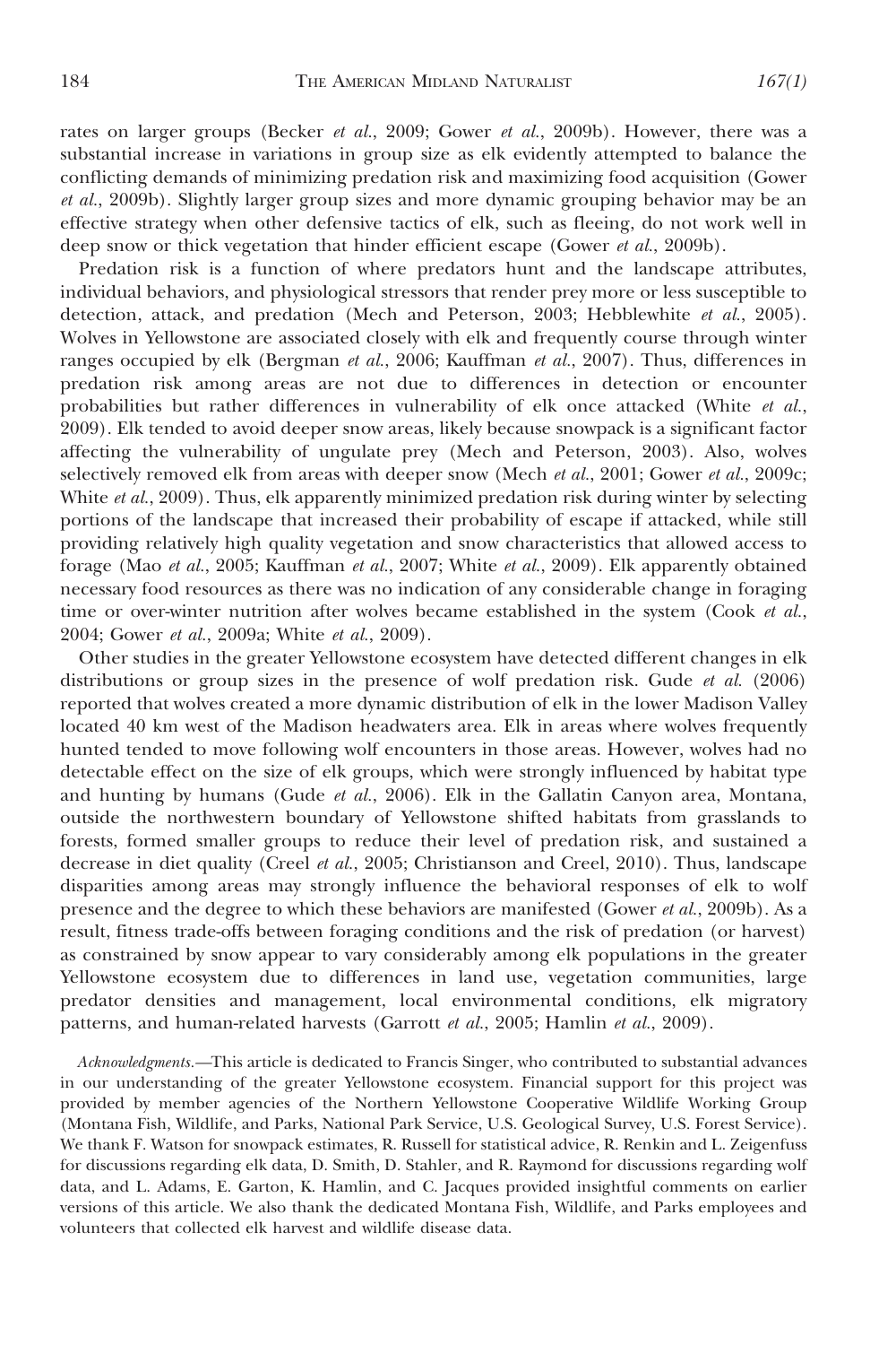rates on larger groups (Becker *et al.*, 2009; Gower *et al.*, 2009b). However, there was a substantial increase in variations in group size as elk evidently attempted to balance the conflicting demands of minimizing predation risk and maximizing food acquisition (Gower *et al.*, 2009b). Slightly larger group sizes and more dynamic grouping behavior may be an effective strategy when other defensive tactics of elk, such as fleeing, do not work well in deep snow or thick vegetation that hinder efficient escape (Gower *et al.*, 2009b).

Predation risk is a function of where predators hunt and the landscape attributes, individual behaviors, and physiological stressors that render prey more or less susceptible to detection, attack, and predation (Mech and Peterson, 2003; Hebblewhite *et al.*, 2005). Wolves in Yellowstone are associated closely with elk and frequently course through winter ranges occupied by elk (Bergman *et al.*, 2006; Kauffman *et al.*, 2007). Thus, differences in predation risk among areas are not due to differences in detection or encounter probabilities but rather differences in vulnerability of elk once attacked (White *et al.*, 2009). Elk tended to avoid deeper snow areas, likely because snowpack is a significant factor affecting the vulnerability of ungulate prey (Mech and Peterson, 2003). Also, wolves selectively removed elk from areas with deeper snow (Mech *et al.*, 2001; Gower *et al.*, 2009c; White *et al.*, 2009). Thus, elk apparently minimized predation risk during winter by selecting portions of the landscape that increased their probability of escape if attacked, while still providing relatively high quality vegetation and snow characteristics that allowed access to forage (Mao *et al.*, 2005; Kauffman *et al.*, 2007; White *et al.*, 2009). Elk apparently obtained necessary food resources as there was no indication of any considerable change in foraging time or over-winter nutrition after wolves became established in the system (Cook *et al.*, 2004; Gower *et al.*, 2009a; White *et al.*, 2009).

Other studies in the greater Yellowstone ecosystem have detected different changes in elk distributions or group sizes in the presence of wolf predation risk. Gude *et al.* (2006) reported that wolves created a more dynamic distribution of elk in the lower Madison Valley located 40 km west of the Madison headwaters area. Elk in areas where wolves frequently hunted tended to move following wolf encounters in those areas. However, wolves had no detectable effect on the size of elk groups, which were strongly influenced by habitat type and hunting by humans (Gude *et al.*, 2006). Elk in the Gallatin Canyon area, Montana, outside the northwestern boundary of Yellowstone shifted habitats from grasslands to forests, formed smaller groups to reduce their level of predation risk, and sustained a decrease in diet quality (Creel *et al.*, 2005; Christianson and Creel, 2010). Thus, landscape disparities among areas may strongly influence the behavioral responses of elk to wolf presence and the degree to which these behaviors are manifested (Gower *et al.*, 2009b). As a result, fitness trade-offs between foraging conditions and the risk of predation (or harvest) as constrained by snow appear to vary considerably among elk populations in the greater Yellowstone ecosystem due to differences in land use, vegetation communities, large predator densities and management, local environmental conditions, elk migratory patterns, and human-related harvests (Garrott *et al.*, 2005; Hamlin *et al.*, 2009).

*Acknowledgments.*—This article is dedicated to Francis Singer, who contributed to substantial advances in our understanding of the greater Yellowstone ecosystem. Financial support for this project was provided by member agencies of the Northern Yellowstone Cooperative Wildlife Working Group (Montana Fish, Wildlife, and Parks, National Park Service, U.S. Geological Survey, U.S. Forest Service). We thank F. Watson for snowpack estimates, R. Russell for statistical advice, R. Renkin and L. Zeigenfuss for discussions regarding elk data, D. Smith, D. Stahler, and R. Raymond for discussions regarding wolf data, and L. Adams, E. Garton, K. Hamlin, and C. Jacques provided insightful comments on earlier versions of this article. We also thank the dedicated Montana Fish, Wildlife, and Parks employees and volunteers that collected elk harvest and wildlife disease data.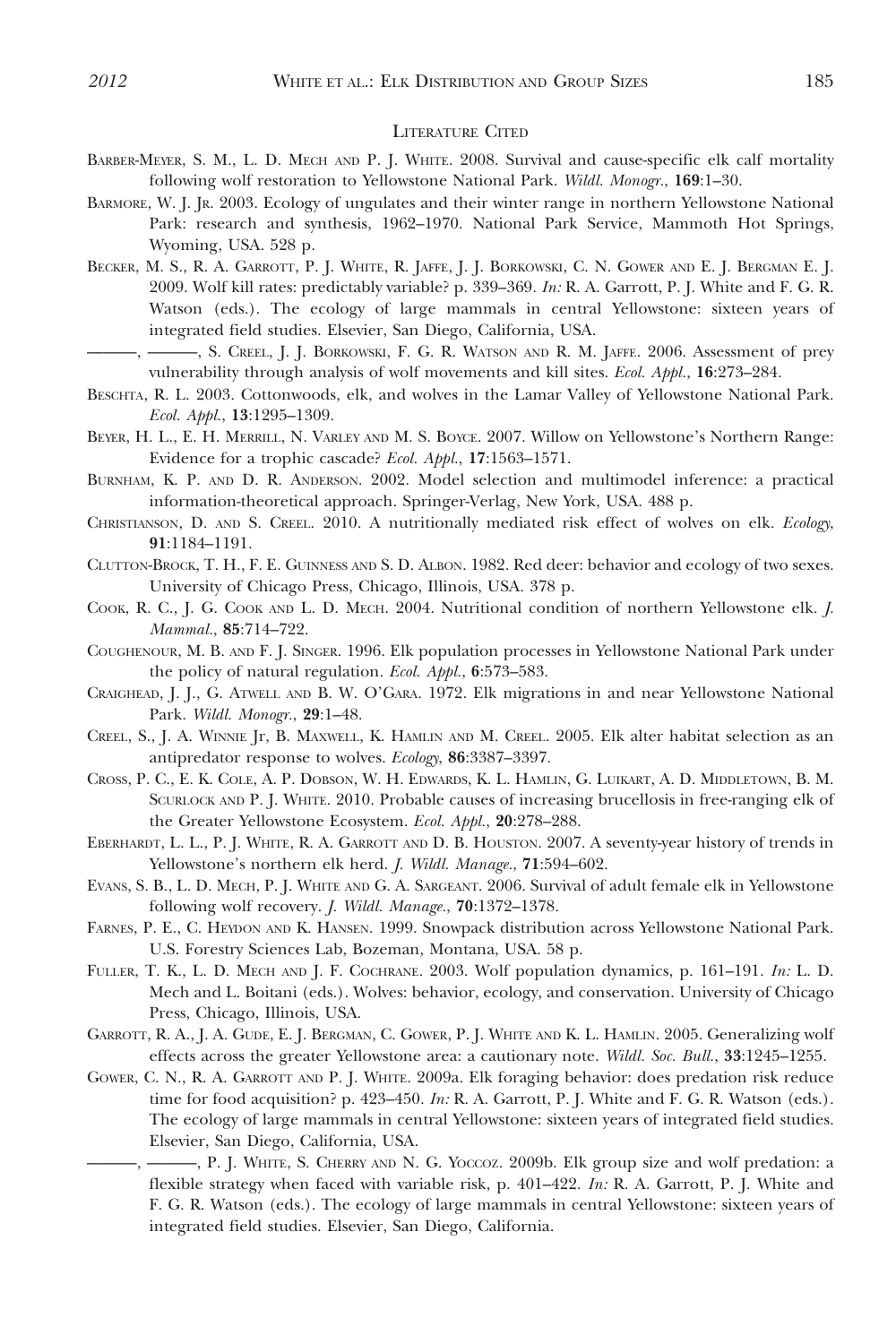## Literature Cited

Barber-Meyer, S. M., L. D. Mech and P. J. White. 2008. Survival and cause-specific elk calf mortality following wolf restoration to Yellowstone National Park. *Wildl. Monogr.*, **169**:1–30.

Barmore, W. J. Jr. 2003. Ecology of ungulates and their winter range in northern Yellowstone National Park: research and synthesis, 1962–1970. National Park Service, Mammoth Hot Springs, Wyoming, USA. 528 p.

Becker, M. S., R. A. Garrott, P. J. White, R. Jaffe, J. J. Borkowski, C. N. Gower and E. J. Bergman E. J. 2009. Wolf kill rates: predictably variable? p. 339–369. *In:* R. A. Garrott, P. J. White and F. G. R. Watson (eds.). The ecology of large mammals in central Yellowstone: sixteen years of integrated field studies. Elsevier, San Diego, California, USA.

———, ———, S. Creel, J. J. Borkowski, F. G. R. Watson and R. M. Jaffe. 2006. Assessment of prey vulnerability through analysis of wolf movements and kill sites. *Ecol. Appl.*, **16**:273–284.

Beschta, R. L. 2003. Cottonwoods, elk, and wolves in the Lamar Valley of Yellowstone National Park. *Ecol. Appl.*, **13**:1295–1309.

Beyer, H. L., E. H. Merrill, N. Varley and M. S. Boyce. 2007. Willow on Yellowstone's Northern Range: Evidence for a trophic cascade? *Ecol. Appl.*, **17**:1563–1571.

Burnham, K. P. and D. R. Anderson. 2002. Model selection and multimodel inference: a practical information-theoretical approach. Springer-Verlag, New York, USA. 488 p.

Christianson, D. and S. Creel. 2010. A nutritionally mediated risk effect of wolves on elk. *Ecology*, **91**:1184–1191.

Clutton-Brock, T. H., F. E. Guinness and S. D. Albon. 1982. Red deer: behavior and ecology of two sexes. University of Chicago Press, Chicago, Illinois, USA. 378 p.

Cook, R. C., J. G. Cook and L. D. Mech. 2004. Nutritional condition of northern Yellowstone elk. *J. Mammal.*, **85**:714–722.

Coughenour, M. B. and F. J. Singer. 1996. Elk population processes in Yellowstone National Park under the policy of natural regulation. *Ecol. Appl.*, **6**:573–583.

Craighead, J. J., G. Atwell and B. W. O'Gara. 1972. Elk migrations in and near Yellowstone National Park. *Wildl. Monogr.*, **29**:1–48.

Creel, S., J. A. Winnie Jr, B. Maxwell, K. Hamlin and M. Creel. 2005. Elk alter habitat selection as an antipredator response to wolves. *Ecology*, **86**:3387–3397.

Cross, P. C., E. K. Cole, A. P. Dobson, W. H. Edwards, K. L. Hamlin, G. Luikart, A. D. Middletown, B. M. Scurlock and P. J. White. 2010. Probable causes of increasing brucellosis in free-ranging elk of the Greater Yellowstone Ecosystem. *Ecol. Appl.*, **20**:278–288.

Eberhardt, L. L., P. J. White, R. A. Garrott and D. B. Houston. 2007. A seventy-year history of trends in Yellowstone's northern elk herd. *J. Wildl. Manage.*, **71**:594–602.

Evans, S. B., L. D. Mech, P. J. White and G. A. Sargeant. 2006. Survival of adult female elk in Yellowstone following wolf recovery. *J. Wildl. Manage.*, **70**:1372–1378.

Farnes, P. E., C. Heydon and K. Hansen. 1999. Snowpack distribution across Yellowstone National Park. U.S. Forestry Sciences Lab, Bozeman, Montana, USA. 58 p.

Fuller, T. K., L. D. Mech and J. F. Cochrane. 2003. Wolf population dynamics, p. 161–191. *In:* L. D. Mech and L. Boitani (eds.). Wolves: behavior, ecology, and conservation. University of Chicago Press, Chicago, Illinois, USA.

Garrott, R. A., J. A. Gude, E. J. Bergman, C. Gower, P. J. White and K. L. Hamlin. 2005. Generalizing wolf effects across the greater Yellowstone area: a cautionary note. *Wildl. Soc. Bull.*, **33**:1245–1255.

Gower, C. N., R. A. Garrott and P. J. White. 2009a. Elk foraging behavior: does predation risk reduce time for food acquisition? p. 423–450. *In:* R. A. Garrott, P. J. White and F. G. R. Watson (eds.). The ecology of large mammals in central Yellowstone: sixteen years of integrated field studies. Elsevier, San Diego, California, USA.

———, ———, P. J. White, S. Cherry and N. G. Yoccoz. 2009b. Elk group size and wolf predation: a flexible strategy when faced with variable risk, p. 401–422. *In:* R. A. Garrott, P. J. White and F. G. R. Watson (eds.). The ecology of large mammals in central Yellowstone: sixteen years of integrated field studies. Elsevier, San Diego, California.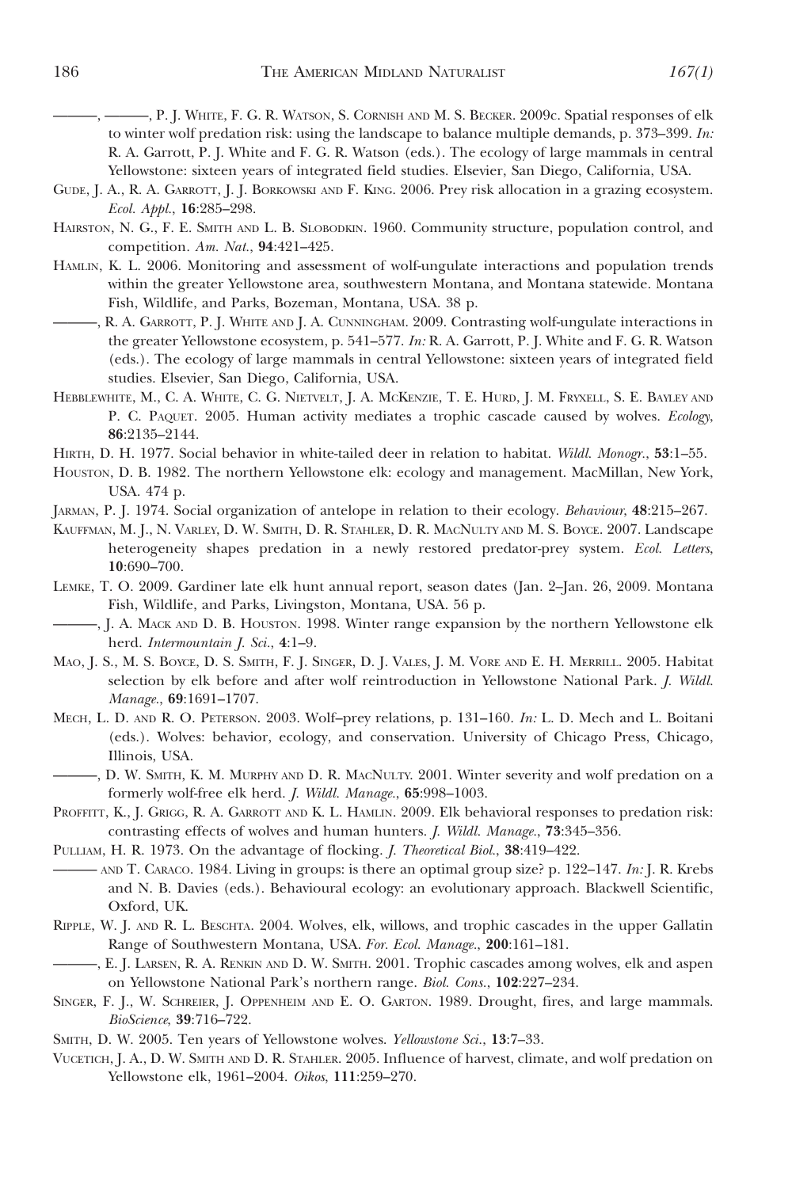———, ———, P. J. White, F. G. R. Watson, S. Cornish and M. S. Becker. 2009c. Spatial responses of elk to winter wolf predation risk: using the landscape to balance multiple demands, p. 373–399. *In:* R. A. Garrott, P. J. White and F. G. R. Watson (eds.). The ecology of large mammals in central Yellowstone: sixteen years of integrated field studies. Elsevier, San Diego, California, USA.

Gude, J. A., R. A. Garrott, J. J. Borkowski and F. King. 2006. Prey risk allocation in a grazing ecosystem. *Ecol. Appl.*, **16**:285–298.

Hairston, N. G., F. E. Smith and L. B. Slobodkin. 1960. Community structure, population control, and competition. *Am. Nat.*, **94**:421–425.

Hamlin, K. L. 2006. Monitoring and assessment of wolf-ungulate interactions and population trends within the greater Yellowstone area, southwestern Montana, and Montana statewide. Montana Fish, Wildlife, and Parks, Bozeman, Montana, USA. 38 p.

———, R. A. Garrott, P. J. White and J. A. Cunningham. 2009. Contrasting wolf-ungulate interactions in the greater Yellowstone ecosystem, p. 541–577. *In:* R. A. Garrott, P. J. White and F. G. R. Watson (eds.). The ecology of large mammals in central Yellowstone: sixteen years of integrated field studies. Elsevier, San Diego, California, USA.

Hebblewhite, M., C. A. White, C. G. Nietvelt, J. A. McKenzie, T. E. Hurd, J. M. Fryxell, S. E. Bayley and P. C. Paquet. 2005. Human activity mediates a trophic cascade caused by wolves. *Ecology*, **86**:2135–2144.

Hirth, D. H. 1977. Social behavior in white-tailed deer in relation to habitat. *Wildl. Monogr.*, **53**:1–55.

Houston, D. B. 1982. The northern Yellowstone elk: ecology and management. MacMillan, New York, USA. 474 p.

Jarman, P. J. 1974. Social organization of antelope in relation to their ecology. *Behaviour*, **48**:215–267.

Kauffman, M. J., N. Varley, D. W. Smith, D. R. Stahler, D. R. MacNulty and M. S. Boyce. 2007. Landscape heterogeneity shapes predation in a newly restored predator-prey system. *Ecol. Letters*, **10**:690–700.

Lemke, T. O. 2009. Gardiner late elk hunt annual report, season dates (Jan. 2–Jan. 26, 2009. Montana Fish, Wildlife, and Parks, Livingston, Montana, USA. 56 p.

———, J. A. Mack and D. B. Houston. 1998. Winter range expansion by the northern Yellowstone elk herd. *Intermountain J. Sci.*, **4**:1–9.

Mao, J. S., M. S. Boyce, D. S. Smith, F. J. Singer, D. J. Vales, J. M. Vore and E. H. Merrill. 2005. Habitat selection by elk before and after wolf reintroduction in Yellowstone National Park. *J. Wildl. Manage.*, **69**:1691–1707.

Mech, L. D. and R. O. Peterson. 2003. Wolf–prey relations, p. 131–160. *In:* L. D. Mech and L. Boitani (eds.). Wolves: behavior, ecology, and conservation. University of Chicago Press, Chicago, Illinois, USA.

———, D. W. Smith, K. M. Murphy and D. R. MacNulty. 2001. Winter severity and wolf predation on a formerly wolf-free elk herd. *J. Wildl. Manage.*, **65**:998–1003.

Proffitt, K., J. Grigg, R. A. Garrott and K. L. Hamlin. 2009. Elk behavioral responses to predation risk: contrasting effects of wolves and human hunters. *J. Wildl. Manage.*, **73**:345–356.

Pulliam, H. R. 1973. On the advantage of flocking. *J. Theoretical Biol.*, **38**:419–422.

——— and T. Caraco. 1984. Living in groups: is there an optimal group size? p. 122–147. *In:* J. R. Krebs and N. B. Davies (eds.). Behavioural ecology: an evolutionary approach. Blackwell Scientific, Oxford, UK.

Ripple, W. J. and R. L. Beschta. 2004. Wolves, elk, willows, and trophic cascades in the upper Gallatin Range of Southwestern Montana, USA. *For. Ecol. Manage.*, **200**:161–181.

———, E. J. Larsen, R. A. Renkin and D. W. Smith. 2001. Trophic cascades among wolves, elk and aspen on Yellowstone National Park's northern range. *Biol. Cons.*, **102**:227–234.

Singer, F. J., W. Schreier, J. Oppenheim and E. O. Garton. 1989. Drought, fires, and large mammals. *BioScience*, **39**:716–722.

Smith, D. W. 2005. Ten years of Yellowstone wolves. *Yellowstone Sci.*, **13**:7–33.

Vucetich, J. A., D. W. Smith and D. R. Stahler. 2005. Influence of harvest, climate, and wolf predation on Yellowstone elk, 1961–2004. *Oikos*, **111**:259–270.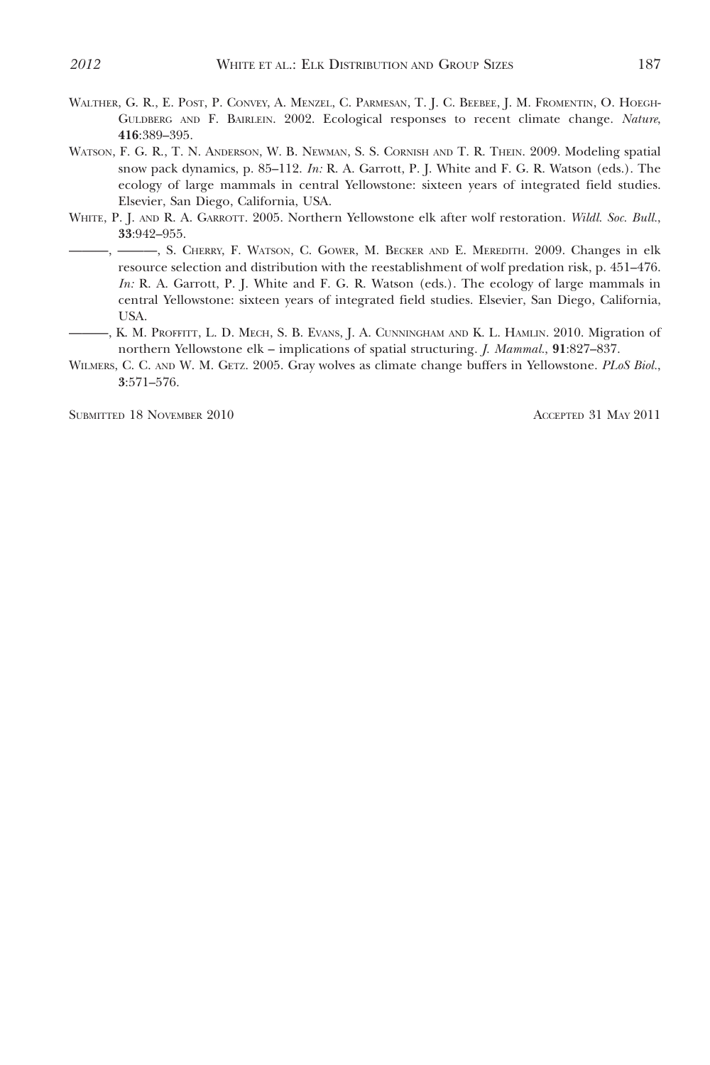Walther, G. R., E. Post, P. Convey, A. Menzel, C. Parmesan, T. J. C. Beebee, J. M. Fromentin, O. Hoegh-Guldberg and F. Bairlein. 2002. Ecological responses to recent climate change. *Nature*, **416**:389–395.

Watson, F. G. R., T. N. Anderson, W. B. Newman, S. S. Cornish and T. R. Thein. 2009. Modeling spatial snow pack dynamics, p. 85–112. *In:* R. A. Garrott, P. J. White and F. G. R. Watson (eds.). The ecology of large mammals in central Yellowstone: sixteen years of integrated field studies. Elsevier, San Diego, California, USA.

White, P. J. and R. A. Garrott. 2005. Northern Yellowstone elk after wolf restoration. *Wildl. Soc. Bull.*, **33**:942–955.

———, ———, S. Cherry, F. Watson, C. Gower, M. Becker and E. Meredith. 2009. Changes in elk resource selection and distribution with the reestablishment of wolf predation risk, p. 451–476. *In:* R. A. Garrott, P. J. White and F. G. R. Watson (eds.). The ecology of large mammals in central Yellowstone: sixteen years of integrated field studies. Elsevier, San Diego, California, USA.

———, K. M. Proffitt, L. D. Mech, S. B. Evans, J. A. Cunningham and K. L. Hamlin. 2010. Migration of northern Yellowstone elk – implications of spatial structuring. *J. Mammal.*, **91**:827–837.

Wilmers, C. C. and W. M. Getz. 2005. Gray wolves as climate change buffers in Yellowstone. *PLoS Biol.*, **3**:571–576.

Submitted 18 November 2010 Accepted 31 May 2011